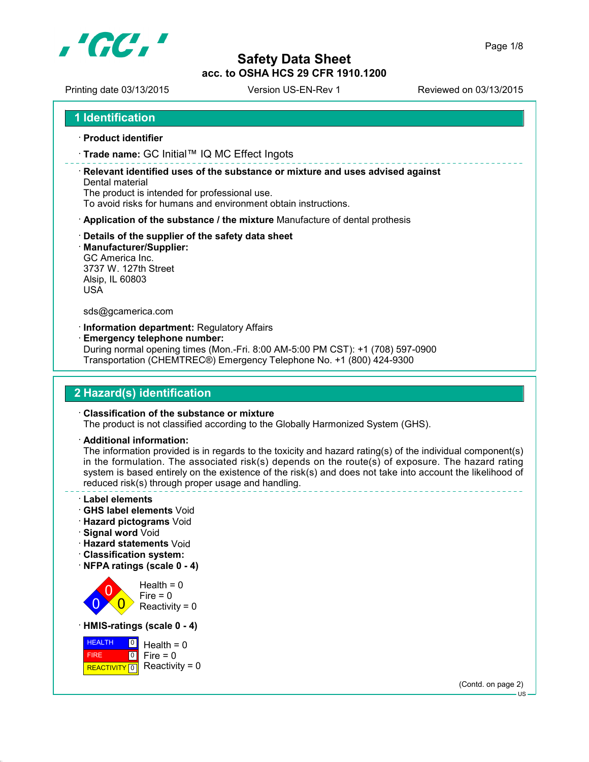# Safety Data Sheet
## acc. to OSHA HCS 29 CFR 1910.1200

Printing date 03/13/2015 | Version US-EN-Rev 1 | Reviewed on 03/13/2015

## 1 Identification

· **Product identifier**

· **Trade name:** GC Initial™ IQ MC Effect Ingots

· **Relevant identified uses of the substance or mixture and uses advised against**
Dental material
The product is intended for professional use.
To avoid risks for humans and environment obtain instructions.

· **Application of the substance / the mixture** Manufacture of dental prothesis

· **Details of the supplier of the safety data sheet**
· **Manufacturer/Supplier:**
GC America Inc.
3737 W. 127th Street
Alsip, IL 60803
USA

sds@gcamerica.com

· **Information department:** Regulatory Affairs
· **Emergency telephone number:**
During normal opening times (Mon.-Fri. 8:00 AM-5:00 PM CST): +1 (708) 597-0900
Transportation (CHEMTREC®) Emergency Telephone No. +1 (800) 424-9300

## 2 Hazard(s) identification

· **Classification of the substance or mixture**
The product is not classified according to the Globally Harmonized System (GHS).

· **Additional information:**
The information provided is in regards to the toxicity and hazard rating(s) of the individual component(s) in the formulation. The associated risk(s) depends on the route(s) of exposure. The hazard rating system is based entirely on the existence of the risk(s) and does not take into account the likelihood of reduced risk(s) through proper usage and handling.

· **Label elements**
· **GHS label elements** Void
· **Hazard pictograms** Void
· **Signal word** Void
· **Hazard statements** Void
· **Classification system:**
· **NFPA ratings (scale 0 - 4)**

Health = 0
Fire = 0
Reactivity = 0

· **HMIS-ratings (scale 0 - 4)**

| | | |
|---|---|---|
| HEALTH | 0 | Health = 0 |
| FIRE | 0 | Fire = 0 |
| REACTIVITY | 0 | Reactivity = 0 |

(Contd. on page 2)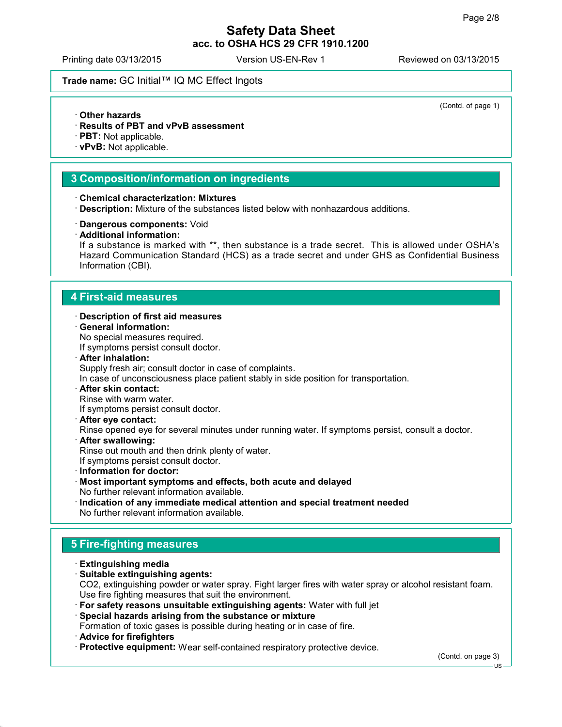**Trade name:** GC Initial™ IQ MC Effect Ingots

(Contd. of page 1)

· **Other hazards**
· **Results of PBT and vPvB assessment**
· **PBT:** Not applicable.
· **vPvB:** Not applicable.

## 3 Composition/information on ingredients

· **Chemical characterization: Mixtures**
· **Description:** Mixture of the substances listed below with nonhazardous additions.

· **Dangerous components:** Void
· **Additional information:**
If a substance is marked with **, then substance is a trade secret. This is allowed under OSHA's Hazard Communication Standard (HCS) as a trade secret and under GHS as Confidential Business Information (CBI).

## 4 First-aid measures

· **Description of first aid measures**
· **General information:**
No special measures required.
If symptoms persist consult doctor.
· **After inhalation:**
Supply fresh air; consult doctor in case of complaints.
In case of unconsciousness place patient stably in side position for transportation.
· **After skin contact:**
Rinse with warm water.
If symptoms persist consult doctor.
· **After eye contact:**
Rinse opened eye for several minutes under running water. If symptoms persist, consult a doctor.
· **After swallowing:**
Rinse out mouth and then drink plenty of water.
If symptoms persist consult doctor.
· **Information for doctor:**
· **Most important symptoms and effects, both acute and delayed**
No further relevant information available.
· **Indication of any immediate medical attention and special treatment needed**
No further relevant information available.

## 5 Fire-fighting measures

· **Extinguishing media**
· **Suitable extinguishing agents:**
$CO_2$, extinguishing powder or water spray. Fight larger fires with water spray or alcohol resistant foam.
Use fire fighting measures that suit the environment.
· **For safety reasons unsuitable extinguishing agents:** Water with full jet
· **Special hazards arising from the substance or mixture**
Formation of toxic gases is possible during heating or in case of fire.
· **Advice for firefighters**
· **Protective equipment:** Wear self-contained respiratory protective device.

(Contd. on page 3)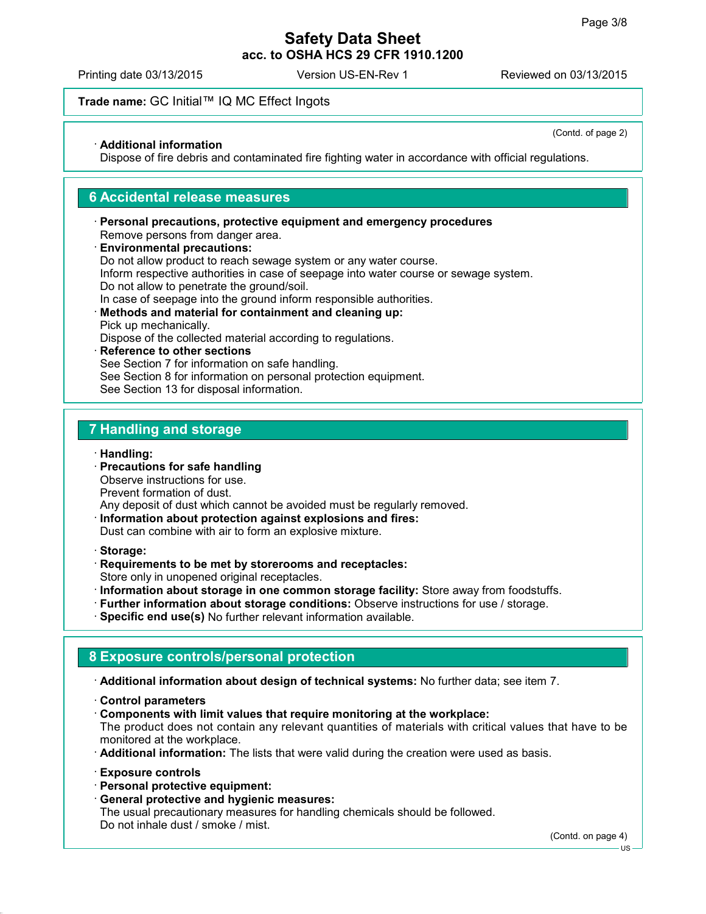**Trade name:** GC Initial™ IQ MC Effect Ingots

(Contd. of page 2)

· **Additional information**
Dispose of fire debris and contaminated fire fighting water in accordance with official regulations.

## 6 Accidental release measures

· **Personal precautions, protective equipment and emergency procedures**
Remove persons from danger area.
· **Environmental precautions:**
Do not allow product to reach sewage system or any water course.
Inform respective authorities in case of seepage into water course or sewage system.
Do not allow to penetrate the ground/soil.
In case of seepage into the ground inform responsible authorities.
· **Methods and material for containment and cleaning up:**
Pick up mechanically.
Dispose of the collected material according to regulations.
· **Reference to other sections**
See Section 7 for information on safe handling.
See Section 8 for information on personal protection equipment.
See Section 13 for disposal information.

## 7 Handling and storage

· **Handling:**
· **Precautions for safe handling**
Observe instructions for use.
Prevent formation of dust.
Any deposit of dust which cannot be avoided must be regularly removed.
· **Information about protection against explosions and fires:**
Dust can combine with air to form an explosive mixture.

· **Storage:**
· **Requirements to be met by storerooms and receptacles:**
Store only in unopened original receptacles.
· **Information about storage in one common storage facility:** Store away from foodstuffs.
· **Further information about storage conditions:** Observe instructions for use / storage.
· **Specific end use(s)** No further relevant information available.

## 8 Exposure controls/personal protection

· **Additional information about design of technical systems:** No further data; see item 7.

· **Control parameters**
· **Components with limit values that require monitoring at the workplace:**
The product does not contain any relevant quantities of materials with critical values that have to be monitored at the workplace.
· **Additional information:** The lists that were valid during the creation were used as basis.

· **Exposure controls**
· **Personal protective equipment:**
· **General protective and hygienic measures:**
The usual precautionary measures for handling chemicals should be followed.
Do not inhale dust / smoke / mist.

(Contd. on page 4)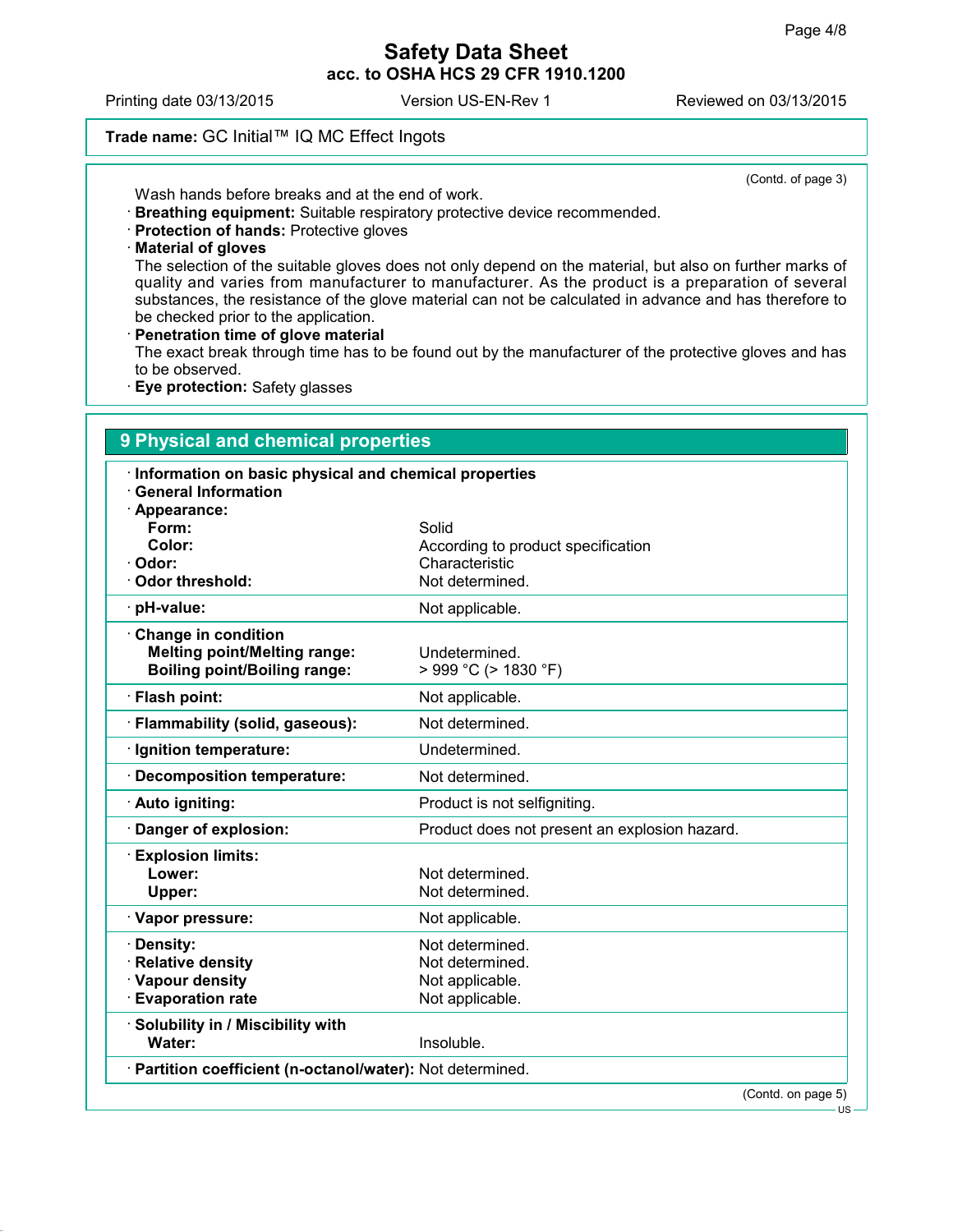**Trade name:** GC Initial™ IQ MC Effect Ingots

(Contd. of page 3)

Wash hands before breaks and at the end of work.

· **Breathing equipment:** Suitable respiratory protective device recommended.

· **Protection of hands:** Protective gloves

· **Material of gloves**

The selection of the suitable gloves does not only depend on the material, but also on further marks of quality and varies from manufacturer to manufacturer. As the product is a preparation of several substances, the resistance of the glove material can not be calculated in advance and has therefore to be checked prior to the application.

· **Penetration time of glove material**

The exact break through time has to be found out by the manufacturer of the protective gloves and has to be observed.

· **Eye protection:** Safety glasses

## 9 Physical and chemical properties

| | |
|---|---|
| · **Information on basic physical and chemical properties** | |
| · **General Information** | |
| · **Appearance:** | |
| **Form:** | Solid |
| **Color:** | According to product specification |
| · **Odor:** | Characteristic |
| · **Odor threshold:** | Not determined. |
| · **pH-value:** | Not applicable. |
| · **Change in condition** | |
| **Melting point/Melting range:** | Undetermined. |
| **Boiling point/Boiling range:** | > 999 °C (> 1830 °F) |
| · **Flash point:** | Not applicable. |
| · **Flammability (solid, gaseous):** | Not determined. |
| · **Ignition temperature:** | Undetermined. |
| · **Decomposition temperature:** | Not determined. |
| · **Auto igniting:** | Product is not selfigniting. |
| · **Danger of explosion:** | Product does not present an explosion hazard. |
| · **Explosion limits:** | |
| **Lower:** | Not determined. |
| **Upper:** | Not determined. |
| · **Vapor pressure:** | Not applicable. |
| · **Density:** | Not determined. |
| · **Relative density** | Not determined. |
| · **Vapour density** | Not applicable. |
| · **Evaporation rate** | Not applicable. |
| · **Solubility in / Miscibility with** | |
| **Water:** | Insoluble. |
| · **Partition coefficient (n-octanol/water):** | Not determined. |

(Contd. on page 5)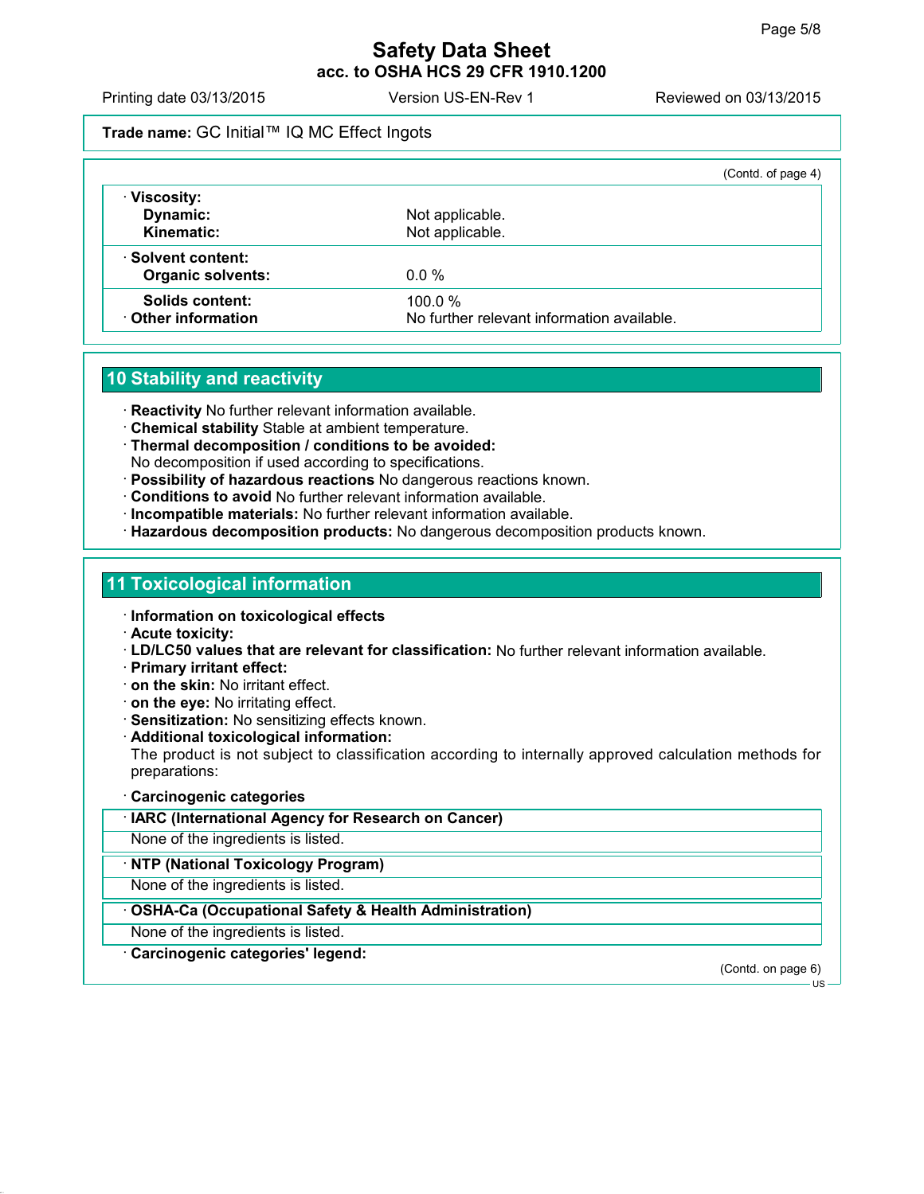Trade name: GC Initial™ IQ MC Effect Ingots

(Contd. of page 4)

| | |
|---|---|
| · **Viscosity:** | |
| **Dynamic:** | Not applicable. |
| **Kinematic:** | Not applicable. |
| · **Solvent content:** | |
| **Organic solvents:** | 0.0 % |
| **Solids content:** | 100.0 % |
| · **Other information** | No further relevant information available. |

## 10 Stability and reactivity

- · **Reactivity** No further relevant information available.
- · **Chemical stability** Stable at ambient temperature.
- · **Thermal decomposition / conditions to be avoided:**
  No decomposition if used according to specifications.
- · **Possibility of hazardous reactions** No dangerous reactions known.
- · **Conditions to avoid** No further relevant information available.
- · **Incompatible materials:** No further relevant information available.
- · **Hazardous decomposition products:** No dangerous decomposition products known.

## 11 Toxicological information

- · **Information on toxicological effects**
- · **Acute toxicity:**
- · **LD/LC50 values that are relevant for classification:** No further relevant information available.
- · **Primary irritant effect:**
- · **on the skin:** No irritant effect.
- · **on the eye:** No irritating effect.
- · **Sensitization:** No sensitizing effects known.
- · **Additional toxicological information:**
  The product is not subject to classification according to internally approved calculation methods for preparations:
- · **Carcinogenic categories**

| · **IARC (International Agency for Research on Cancer)** |
|---|
| None of the ingredients is listed. |

| · **NTP (National Toxicology Program)** |
|---|
| None of the ingredients is listed. |

| · **OSHA-Ca (Occupational Safety & Health Administration)** |
|---|
| None of the ingredients is listed. |

· **Carcinogenic categories' legend:**

(Contd. on page 6)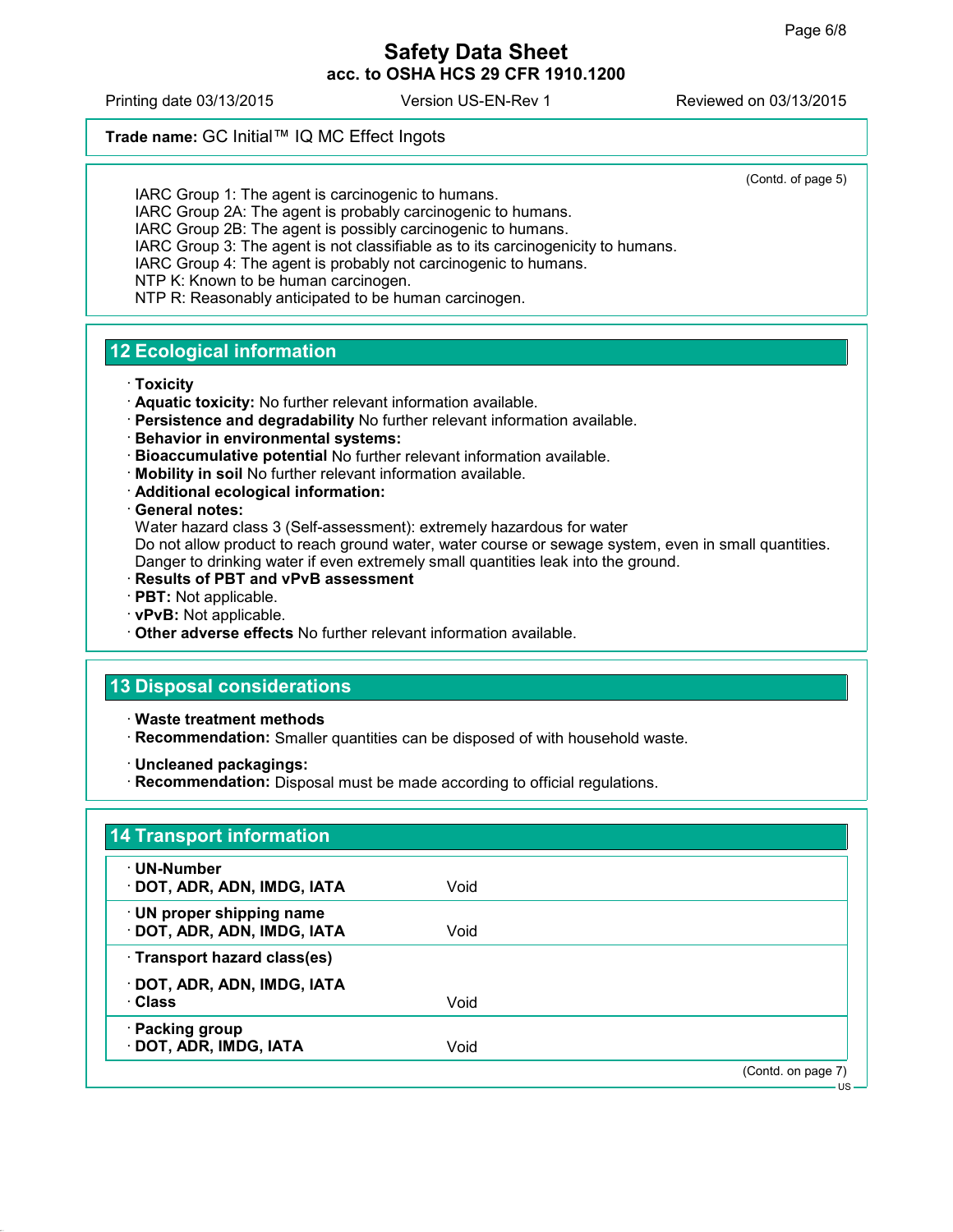(Contd. of page 5)

IARC Group 1: The agent is carcinogenic to humans.
IARC Group 2A: The agent is probably carcinogenic to humans.
IARC Group 2B: The agent is possibly carcinogenic to humans.
IARC Group 3: The agent is not classifiable as to its carcinogenicity to humans.
IARC Group 4: The agent is probably not carcinogenic to humans.
NTP K: Known to be human carcinogen.
NTP R: Reasonably anticipated to be human carcinogen.

## 12 Ecological information

· **Toxicity**
· **Aquatic toxicity:** No further relevant information available.
· **Persistence and degradability** No further relevant information available.
· **Behavior in environmental systems:**
· **Bioaccumulative potential** No further relevant information available.
· **Mobility in soil** No further relevant information available.
· **Additional ecological information:**
· **General notes:**
Water hazard class 3 (Self-assessment): extremely hazardous for water
Do not allow product to reach ground water, water course or sewage system, even in small quantities.
Danger to drinking water if even extremely small quantities leak into the ground.
· **Results of PBT and vPvB assessment**
· **PBT:** Not applicable.
· **vPvB:** Not applicable.
· **Other adverse effects** No further relevant information available.

## 13 Disposal considerations

· **Waste treatment methods**
· **Recommendation:** Smaller quantities can be disposed of with household waste.

· **Uncleaned packagings:**
· **Recommendation:** Disposal must be made according to official regulations.

## 14 Transport information

| | |
|---|---|
| · **UN-Number**<br>· **DOT, ADR, ADN, IMDG, IATA** | Void |
| · **UN proper shipping name**<br>· **DOT, ADR, ADN, IMDG, IATA** | Void |
| · **Transport hazard class(es)**<br>· **DOT, ADR, ADN, IMDG, IATA**<br>· **Class** | Void |
| · **Packing group**<br>· **DOT, ADR, IMDG, IATA** | Void |

(Contd. on page 7)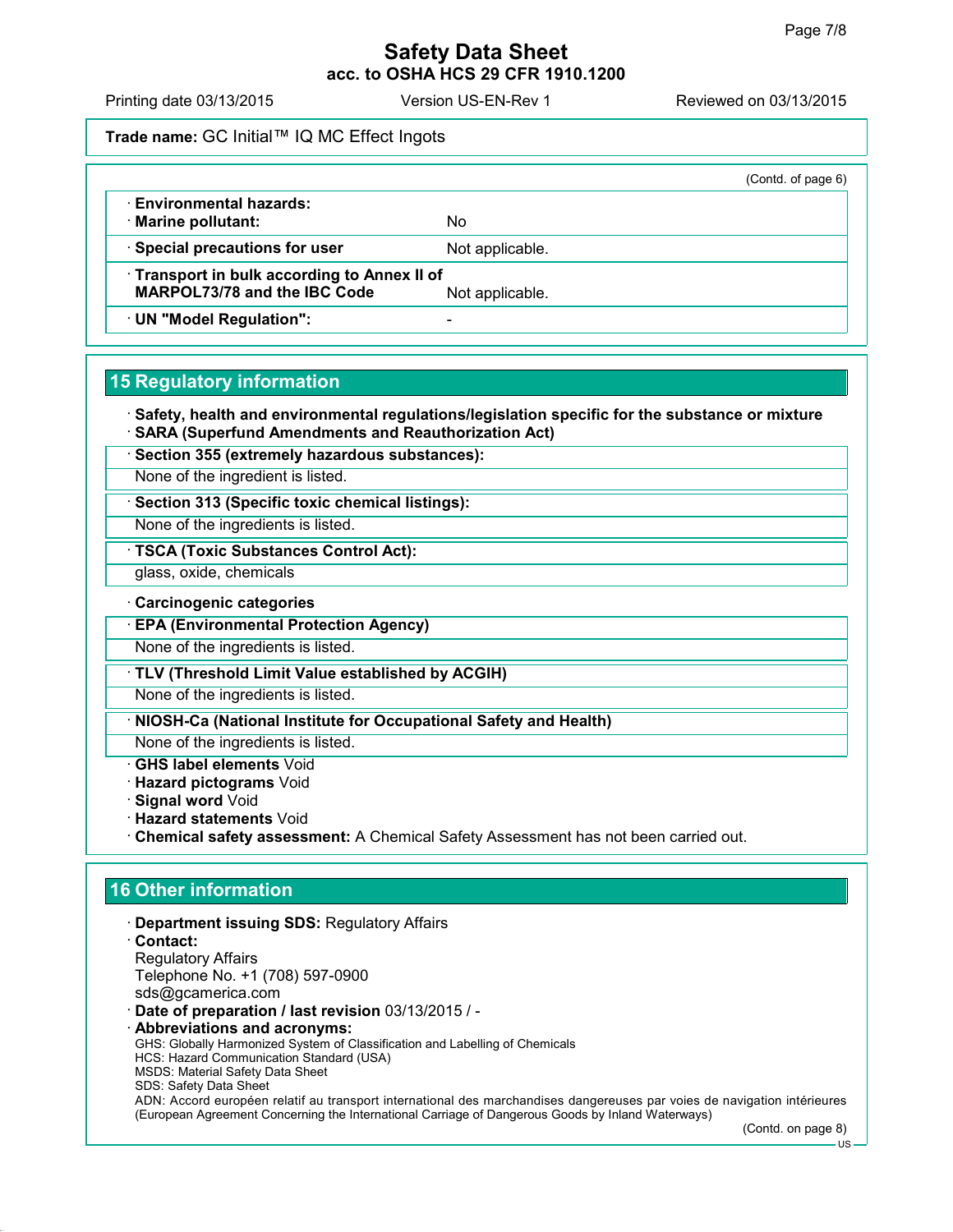(Contd. of page 6)

| | |
|---|---|
| · **Environmental hazards:** | |
| · **Marine pollutant:** | No |
| · **Special precautions for user** | Not applicable. |
| · **Transport in bulk according to Annex II of MARPOL73/78 and the IBC Code** | Not applicable. |
| · **UN "Model Regulation":** | - |

## 15 Regulatory information

· **Safety, health and environmental regulations/legislation specific for the substance or mixture**
· **SARA (Superfund Amendments and Reauthorization Act)**

· **Section 355 (extremely hazardous substances):**
None of the ingredient is listed.

· **Section 313 (Specific toxic chemical listings):**
None of the ingredients is listed.

· **TSCA (Toxic Substances Control Act):**
glass, oxide, chemicals

· **Carcinogenic categories**

· **EPA (Environmental Protection Agency)**
None of the ingredients is listed.

· **TLV (Threshold Limit Value established by ACGIH)**
None of the ingredients is listed.

· **NIOSH-Ca (National Institute for Occupational Safety and Health)**
None of the ingredients is listed.

· **GHS label elements** Void
· **Hazard pictograms** Void
· **Signal word** Void
· **Hazard statements** Void
· **Chemical safety assessment:** A Chemical Safety Assessment has not been carried out.

## 16 Other information

· **Department issuing SDS:** Regulatory Affairs
· **Contact:**
Regulatory Affairs
Telephone No. +1 (708) 597-0900
sds@gcamerica.com
· **Date of preparation / last revision** 03/13/2015 / -
· **Abbreviations and acronyms:**
GHS: Globally Harmonized System of Classification and Labelling of Chemicals
HCS: Hazard Communication Standard (USA)
MSDS: Material Safety Data Sheet
SDS: Safety Data Sheet
ADN: Accord européen relatif au transport international des marchandises dangereuses par voies de navigation intérieures (European Agreement Concerning the International Carriage of Dangerous Goods by Inland Waterways)

(Contd. on page 8)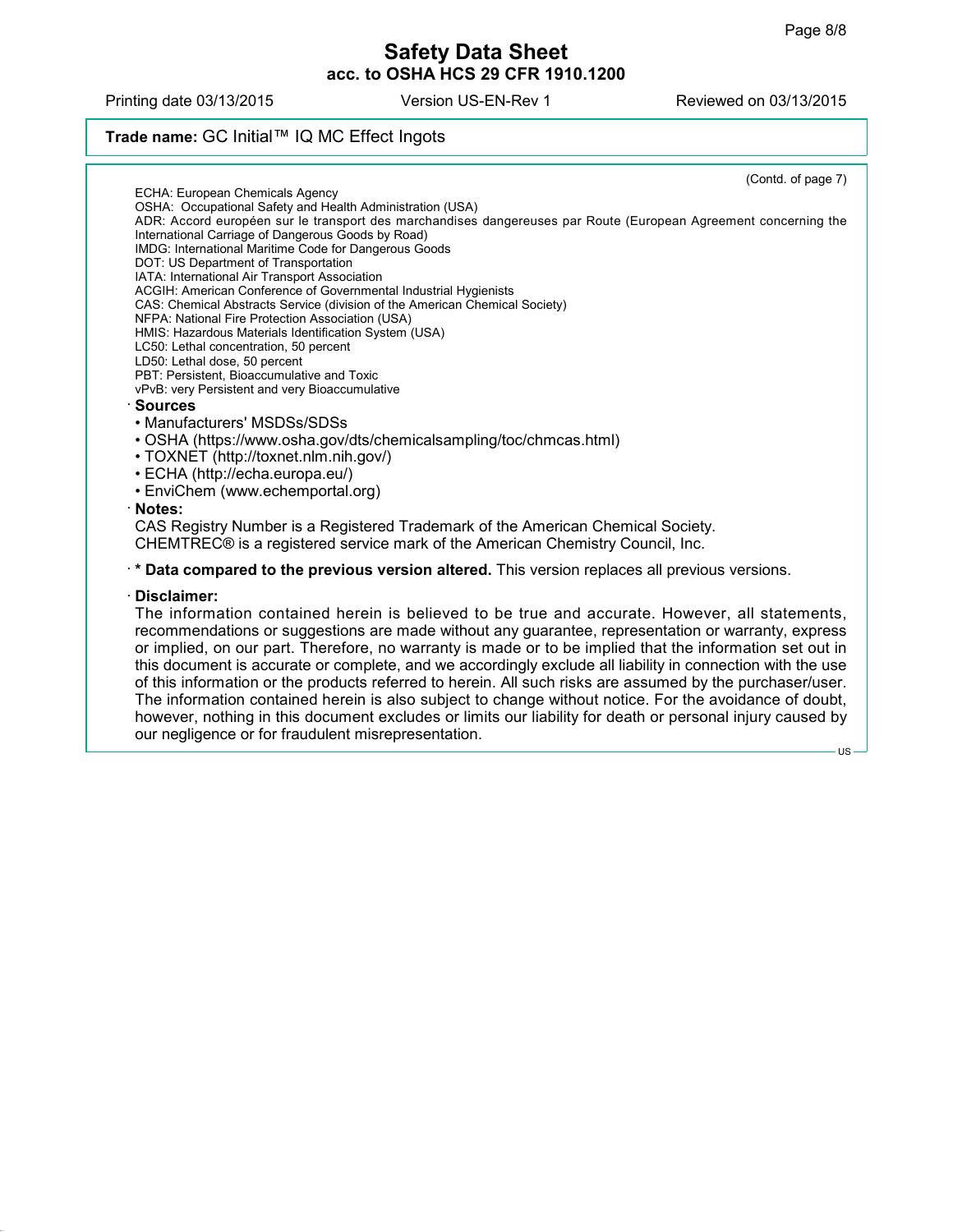(Contd. of page 7)

ECHA: European Chemicals Agency
OSHA: Occupational Safety and Health Administration (USA)
ADR: Accord européen sur le transport des marchandises dangereuses par Route (European Agreement concerning the International Carriage of Dangerous Goods by Road)
IMDG: International Maritime Code for Dangerous Goods
DOT: US Department of Transportation
IATA: International Air Transport Association
ACGIH: American Conference of Governmental Industrial Hygienists
CAS: Chemical Abstracts Service (division of the American Chemical Society)
NFPA: National Fire Protection Association (USA)
HMIS: Hazardous Materials Identification System (USA)
LC50: Lethal concentration, 50 percent
LD50: Lethal dose, 50 percent
PBT: Persistent, Bioaccumulative and Toxic
vPvB: very Persistent and very Bioaccumulative

· **Sources**

- Manufacturers' MSDSs/SDSs
- OSHA (https://www.osha.gov/dts/chemicalsampling/toc/chmcas.html)
- TOXNET (http://toxnet.nlm.nih.gov/)
- ECHA (http://echa.europa.eu/)
- EnviChem (www.echemportal.org)

· **Notes:**

CAS Registry Number is a Registered Trademark of the American Chemical Society.
CHEMTREC® is a registered service mark of the American Chemistry Council, Inc.

· **\* Data compared to the previous version altered.** This version replaces all previous versions.

· **Disclaimer:**

The information contained herein is believed to be true and accurate. However, all statements, recommendations or suggestions are made without any guarantee, representation or warranty, express or implied, on our part. Therefore, no warranty is made or to be implied that the information set out in this document is accurate or complete, and we accordingly exclude all liability in connection with the use of this information or the products referred to herein. All such risks are assumed by the purchaser/user. The information contained herein is also subject to change without notice. For the avoidance of doubt, however, nothing in this document excludes or limits our liability for death or personal injury caused by our negligence or for fraudulent misrepresentation.